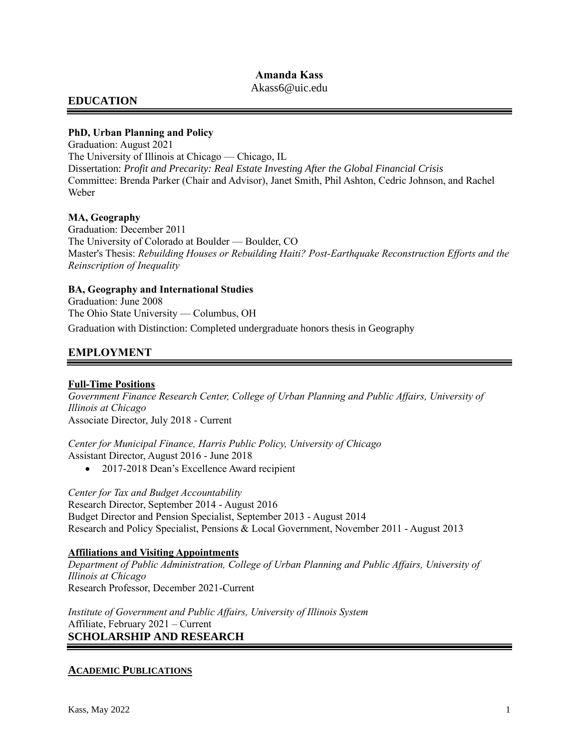# Amanda Kass

Akass6@uic.edu

## EDUCATION

**PhD, Urban Planning and Policy**
Graduation: August 2021
The University of Illinois at Chicago — Chicago, IL
Dissertation: *Profit and Precarity: Real Estate Investing After the Global Financial Crisis*
Committee: Brenda Parker (Chair and Advisor), Janet Smith, Phil Ashton, Cedric Johnson, and Rachel Weber

**MA, Geography**
Graduation: December 2011
The University of Colorado at Boulder — Boulder, CO
Master's Thesis: *Rebuilding Houses or Rebuilding Haiti? Post-Earthquake Reconstruction Efforts and the Reinscription of Inequality*

**BA, Geography and International Studies**
Graduation: June 2008
The Ohio State University — Columbus, OH
Graduation with Distinction: Completed undergraduate honors thesis in Geography

## EMPLOYMENT

### Full-Time Positions

*Government Finance Research Center, College of Urban Planning and Public Affairs, University of Illinois at Chicago*
Associate Director, July 2018 - Current

*Center for Municipal Finance, Harris Public Policy, University of Chicago*
Assistant Director, August 2016 - June 2018

- 2017-2018 Dean's Excellence Award recipient

*Center for Tax and Budget Accountability*
Research Director, September 2014 - August 2016
Budget Director and Pension Specialist, September 2013 - August 2014
Research and Policy Specialist, Pensions & Local Government, November 2011 - August 2013

### Affiliations and Visiting Appointments

*Department of Public Administration, College of Urban Planning and Public Affairs, University of Illinois at Chicago*
Research Professor, December 2021-Current

*Institute of Government and Public Affairs, University of Illinois System*
Affiliate, February 2021 – Current

## SCHOLARSHIP AND RESEARCH

### ACADEMIC PUBLICATIONS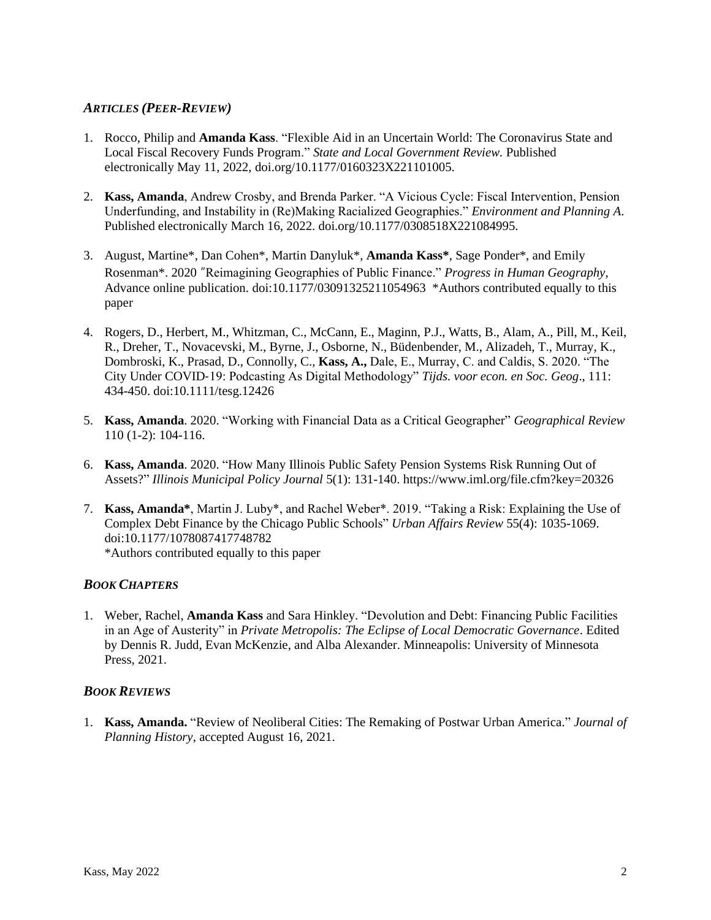### *ARTICLES (PEER-REVIEW)*

1. Rocco, Philip and **Amanda Kass**. "Flexible Aid in an Uncertain World: The Coronavirus State and Local Fiscal Recovery Funds Program." *State and Local Government Review.* Published electronically May 11, 2022, doi.org/10.1177/0160323X221101005.

2. **Kass, Amanda**, Andrew Crosby, and Brenda Parker. "A Vicious Cycle: Fiscal Intervention, Pension Underfunding, and Instability in (Re)Making Racialized Geographies." *Environment and Planning A*. Published electronically March 16, 2022. doi.org/10.1177/0308518X221084995.

3. August, Martine*, Dan Cohen*, Martin Danyluk*, **Amanda Kass***, Sage Ponder*, and Emily Rosenman*. 2020 "Reimagining Geographies of Public Finance." *Progress in Human Geography*, Advance online publication. doi:10.1177/03091325211054963 *Authors contributed equally to this paper

4. Rogers, D., Herbert, M., Whitzman, C., McCann, E., Maginn, P.J., Watts, B., Alam, A., Pill, M., Keil, R., Dreher, T., Novacevski, M., Byrne, J., Osborne, N., Büdenbender, M., Alizadeh, T., Murray, K., Dombroski, K., Prasad, D., Connolly, C., **Kass, A.,** Dale, E., Murray, C. and Caldis, S. 2020. "The City Under COVID‐19: Podcasting As Digital Methodology" *Tijds. voor econ. en Soc. Geog*., 111: 434-450. doi:10.1111/tesg.12426

5. **Kass, Amanda**. 2020. "Working with Financial Data as a Critical Geographer" *Geographical Review* 110 (1-2): 104-116.

6. **Kass, Amanda**. 2020. "How Many Illinois Public Safety Pension Systems Risk Running Out of Assets?" *Illinois Municipal Policy Journal* 5(1): 131-140. https://www.iml.org/file.cfm?key=20326

7. **Kass, Amanda***, Martin J. Luby*, and Rachel Weber*. 2019. "Taking a Risk: Explaining the Use of Complex Debt Finance by the Chicago Public Schools" *Urban Affairs Review* 55(4): 1035-1069. doi:10.1177/1078087417748782
*Authors contributed equally to this paper

### *BOOK CHAPTERS*

1. Weber, Rachel, **Amanda Kass** and Sara Hinkley. "Devolution and Debt: Financing Public Facilities in an Age of Austerity" in *Private Metropolis: The Eclipse of Local Democratic Governance*. Edited by Dennis R. Judd, Evan McKenzie, and Alba Alexander. Minneapolis: University of Minnesota Press, 2021.

### *BOOK REVIEWS*

1. **Kass, Amanda.** "Review of Neoliberal Cities: The Remaking of Postwar Urban America." *Journal of Planning History*, accepted August 16, 2021.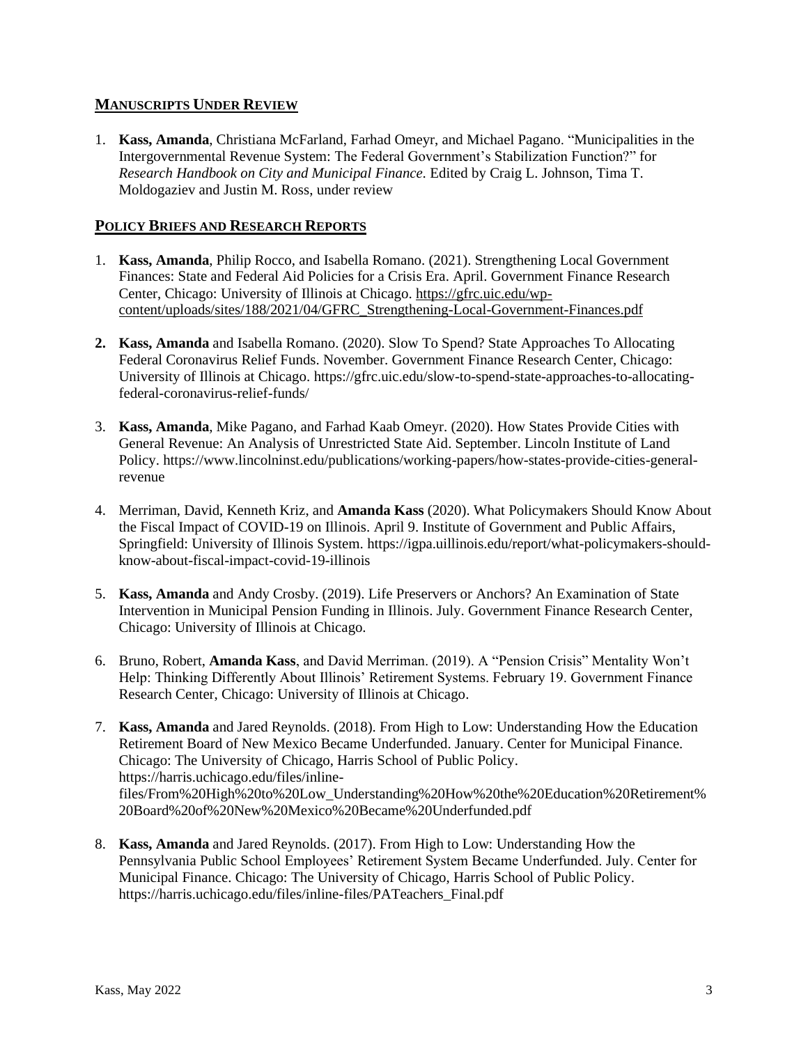## MANUSCRIPTS UNDER REVIEW

1. **Kass, Amanda**, Christiana McFarland, Farhad Omeyr, and Michael Pagano. "Municipalities in the Intergovernmental Revenue System: The Federal Government's Stabilization Function?" for *Research Handbook on City and Municipal Finance.* Edited by Craig L. Johnson, Tima T. Moldogaziev and Justin M. Ross, under review

## POLICY BRIEFS AND RESEARCH REPORTS

1. **Kass, Amanda**, Philip Rocco, and Isabella Romano. (2021). Strengthening Local Government Finances: State and Federal Aid Policies for a Crisis Era. April. Government Finance Research Center, Chicago: University of Illinois at Chicago. https://gfrc.uic.edu/wp-content/uploads/sites/188/2021/04/GFRC_Strengthening-Local-Government-Finances.pdf

2. **Kass, Amanda** and Isabella Romano. (2020). Slow To Spend? State Approaches To Allocating Federal Coronavirus Relief Funds. November. Government Finance Research Center, Chicago: University of Illinois at Chicago. https://gfrc.uic.edu/slow-to-spend-state-approaches-to-allocating-federal-coronavirus-relief-funds/

3. **Kass, Amanda**, Mike Pagano, and Farhad Kaab Omeyr. (2020). How States Provide Cities with General Revenue: An Analysis of Unrestricted State Aid. September. Lincoln Institute of Land Policy. https://www.lincolninst.edu/publications/working-papers/how-states-provide-cities-general-revenue

4. Merriman, David, Kenneth Kriz, and **Amanda Kass** (2020). What Policymakers Should Know About the Fiscal Impact of COVID-19 on Illinois. April 9. Institute of Government and Public Affairs, Springfield: University of Illinois System. https://igpa.uillinois.edu/report/what-policymakers-should-know-about-fiscal-impact-covid-19-illinois

5. **Kass, Amanda** and Andy Crosby. (2019). Life Preservers or Anchors? An Examination of State Intervention in Municipal Pension Funding in Illinois. July. Government Finance Research Center, Chicago: University of Illinois at Chicago.

6. Bruno, Robert, **Amanda Kass**, and David Merriman. (2019). A "Pension Crisis" Mentality Won't Help: Thinking Differently About Illinois' Retirement Systems. February 19. Government Finance Research Center, Chicago: University of Illinois at Chicago.

7. **Kass, Amanda** and Jared Reynolds. (2018). From High to Low: Understanding How the Education Retirement Board of New Mexico Became Underfunded. January. Center for Municipal Finance. Chicago: The University of Chicago, Harris School of Public Policy. https://harris.uchicago.edu/files/inline-files/From%20High%20to%20Low_Understanding%20How%20the%20Education%20Retirement%20Board%20of%20New%20Mexico%20Became%20Underfunded.pdf

8. **Kass, Amanda** and Jared Reynolds. (2017). From High to Low: Understanding How the Pennsylvania Public School Employees' Retirement System Became Underfunded. July. Center for Municipal Finance. Chicago: The University of Chicago, Harris School of Public Policy. https://harris.uchicago.edu/files/inline-files/PATeachers_Final.pdf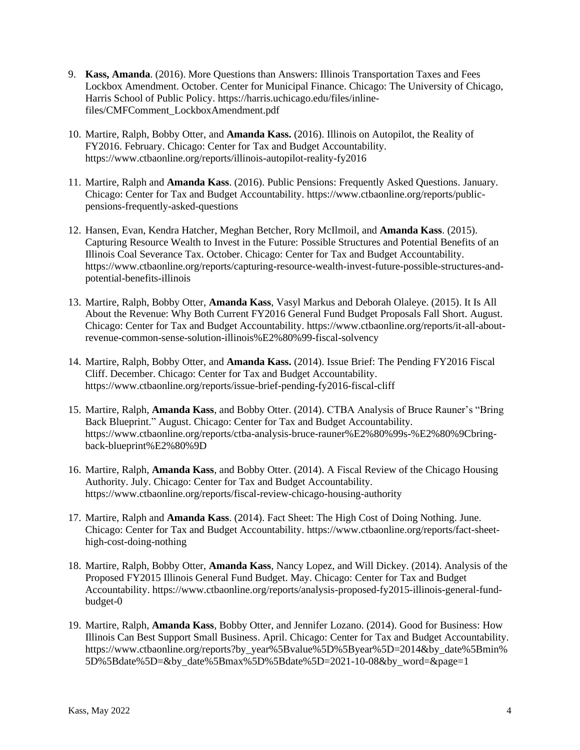9. **Kass, Amanda**. (2016). More Questions than Answers: Illinois Transportation Taxes and Fees Lockbox Amendment. October. Center for Municipal Finance. Chicago: The University of Chicago, Harris School of Public Policy. https://harris.uchicago.edu/files/inline-files/CMFComment_LockboxAmendment.pdf

10. Martire, Ralph, Bobby Otter, and **Amanda Kass.** (2016). Illinois on Autopilot, the Reality of FY2016. February. Chicago: Center for Tax and Budget Accountability. https://www.ctbaonline.org/reports/illinois-autopilot-reality-fy2016

11. Martire, Ralph and **Amanda Kass**. (2016). Public Pensions: Frequently Asked Questions. January. Chicago: Center for Tax and Budget Accountability. https://www.ctbaonline.org/reports/public-pensions-frequently-asked-questions

12. Hansen, Evan, Kendra Hatcher, Meghan Betcher, Rory McIlmoil, and **Amanda Kass**. (2015). Capturing Resource Wealth to Invest in the Future: Possible Structures and Potential Benefits of an Illinois Coal Severance Tax. October. Chicago: Center for Tax and Budget Accountability. https://www.ctbaonline.org/reports/capturing-resource-wealth-invest-future-possible-structures-and-potential-benefits-illinois

13. Martire, Ralph, Bobby Otter, **Amanda Kass**, Vasyl Markus and Deborah Olaleye. (2015). It Is All About the Revenue: Why Both Current FY2016 General Fund Budget Proposals Fall Short. August. Chicago: Center for Tax and Budget Accountability. https://www.ctbaonline.org/reports/it-all-about-revenue-common-sense-solution-illinois%E2%80%99-fiscal-solvency

14. Martire, Ralph, Bobby Otter, and **Amanda Kass.** (2014). Issue Brief: The Pending FY2016 Fiscal Cliff. December. Chicago: Center for Tax and Budget Accountability. https://www.ctbaonline.org/reports/issue-brief-pending-fy2016-fiscal-cliff

15. Martire, Ralph, **Amanda Kass**, and Bobby Otter. (2014). CTBA Analysis of Bruce Rauner's "Bring Back Blueprint." August. Chicago: Center for Tax and Budget Accountability. https://www.ctbaonline.org/reports/ctba-analysis-bruce-rauner%E2%80%99s-%E2%80%9Cbring-back-blueprint%E2%80%9D

16. Martire, Ralph, **Amanda Kass**, and Bobby Otter. (2014). A Fiscal Review of the Chicago Housing Authority. July. Chicago: Center for Tax and Budget Accountability. https://www.ctbaonline.org/reports/fiscal-review-chicago-housing-authority

17. Martire, Ralph and **Amanda Kass**. (2014). Fact Sheet: The High Cost of Doing Nothing. June. Chicago: Center for Tax and Budget Accountability. https://www.ctbaonline.org/reports/fact-sheet-high-cost-doing-nothing

18. Martire, Ralph, Bobby Otter, **Amanda Kass**, Nancy Lopez, and Will Dickey. (2014). Analysis of the Proposed FY2015 Illinois General Fund Budget. May. Chicago: Center for Tax and Budget Accountability. https://www.ctbaonline.org/reports/analysis-proposed-fy2015-illinois-general-fund-budget-0

19. Martire, Ralph, **Amanda Kass**, Bobby Otter, and Jennifer Lozano. (2014). Good for Business: How Illinois Can Best Support Small Business. April. Chicago: Center for Tax and Budget Accountability. https://www.ctbaonline.org/reports?by_year%5Bvalue%5D%5Byear%5D=2014&by_date%5Bmin%5D%5Bdate%5D=&by_date%5Bmax%5D%5Bdate%5D=2021-10-08&by_word=&page=1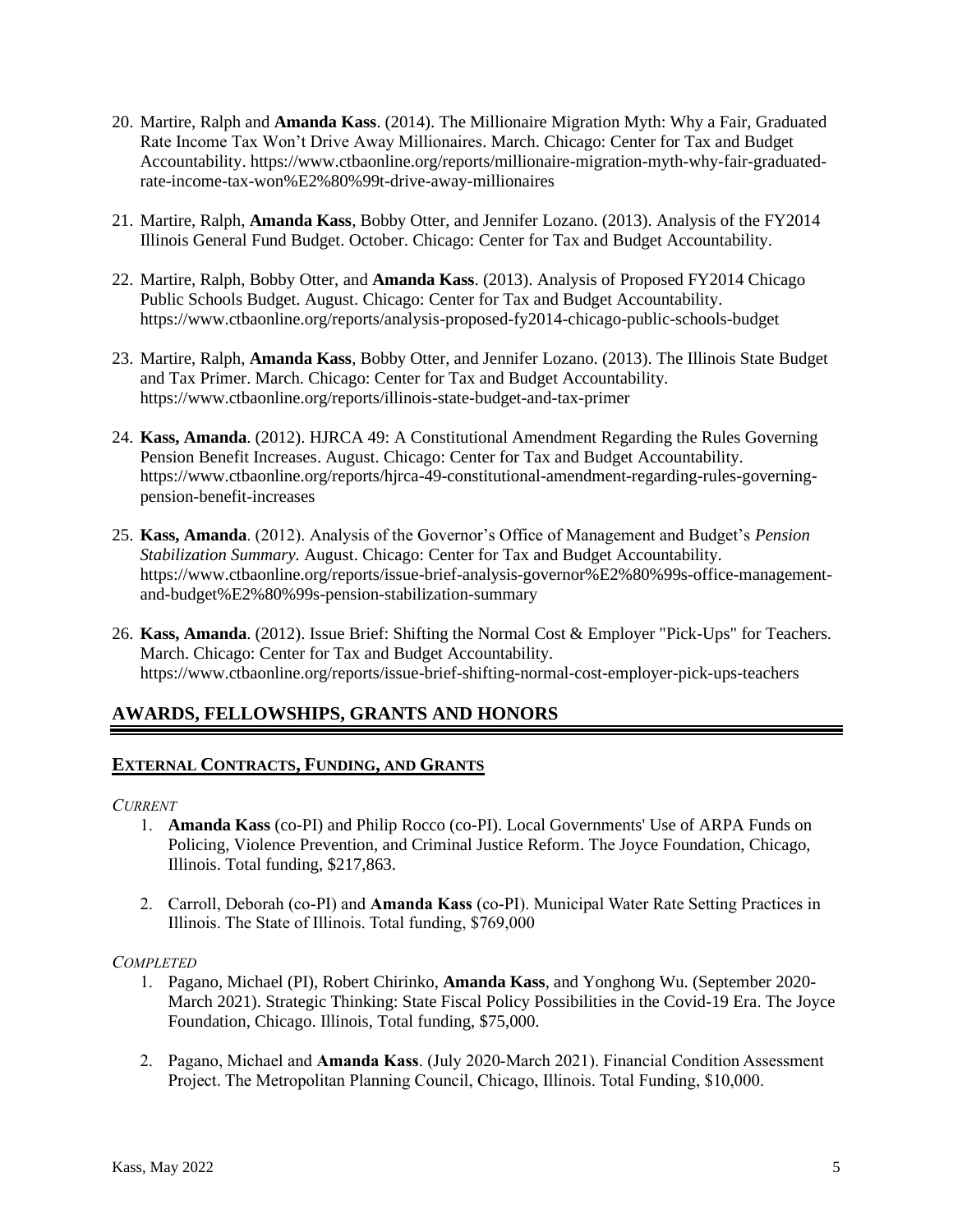20. Martire, Ralph and **Amanda Kass**. (2014). The Millionaire Migration Myth: Why a Fair, Graduated Rate Income Tax Won't Drive Away Millionaires. March. Chicago: Center for Tax and Budget Accountability. https://www.ctbaonline.org/reports/millionaire-migration-myth-why-fair-graduated-rate-income-tax-won%E2%80%99t-drive-away-millionaires

21. Martire, Ralph, **Amanda Kass**, Bobby Otter, and Jennifer Lozano. (2013). Analysis of the FY2014 Illinois General Fund Budget. October. Chicago: Center for Tax and Budget Accountability.

22. Martire, Ralph, Bobby Otter, and **Amanda Kass**. (2013). Analysis of Proposed FY2014 Chicago Public Schools Budget. August. Chicago: Center for Tax and Budget Accountability. https://www.ctbaonline.org/reports/analysis-proposed-fy2014-chicago-public-schools-budget

23. Martire, Ralph, **Amanda Kass**, Bobby Otter, and Jennifer Lozano. (2013). The Illinois State Budget and Tax Primer. March. Chicago: Center for Tax and Budget Accountability. https://www.ctbaonline.org/reports/illinois-state-budget-and-tax-primer

24. **Kass, Amanda**. (2012). HJRCA 49: A Constitutional Amendment Regarding the Rules Governing Pension Benefit Increases. August. Chicago: Center for Tax and Budget Accountability. https://www.ctbaonline.org/reports/hjrca-49-constitutional-amendment-regarding-rules-governing-pension-benefit-increases

25. **Kass, Amanda**. (2012). Analysis of the Governor's Office of Management and Budget's *Pension Stabilization Summary.* August. Chicago: Center for Tax and Budget Accountability. https://www.ctbaonline.org/reports/issue-brief-analysis-governor%E2%80%99s-office-management-and-budget%E2%80%99s-pension-stabilization-summary

26. **Kass, Amanda**. (2012). Issue Brief: Shifting the Normal Cost & Employer "Pick-Ups" for Teachers. March. Chicago: Center for Tax and Budget Accountability. https://www.ctbaonline.org/reports/issue-brief-shifting-normal-cost-employer-pick-ups-teachers

## AWARDS, FELLOWSHIPS, GRANTS AND HONORS

### EXTERNAL CONTRACTS, FUNDING, AND GRANTS

*CURRENT*

1. **Amanda Kass** (co-PI) and Philip Rocco (co-PI). Local Governments' Use of ARPA Funds on Policing, Violence Prevention, and Criminal Justice Reform. The Joyce Foundation, Chicago, Illinois. Total funding, $217,863.

2. Carroll, Deborah (co-PI) and **Amanda Kass** (co-PI). Municipal Water Rate Setting Practices in Illinois. The State of Illinois. Total funding, $769,000

*COMPLETED*

1. Pagano, Michael (PI), Robert Chirinko, **Amanda Kass**, and Yonghong Wu. (September 2020-March 2021). Strategic Thinking: State Fiscal Policy Possibilities in the Covid-19 Era. The Joyce Foundation, Chicago. Illinois, Total funding, $75,000.

2. Pagano, Michael and **Amanda Kass**. (July 2020-March 2021). Financial Condition Assessment Project. The Metropolitan Planning Council, Chicago, Illinois. Total Funding, $10,000.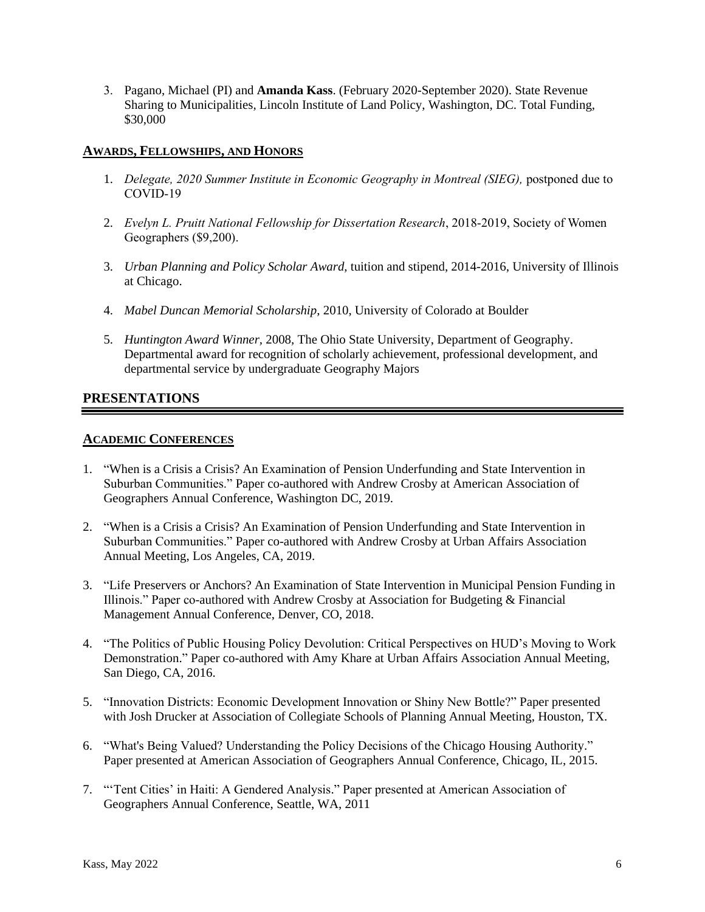3. Pagano, Michael (PI) and **Amanda Kass**. (February 2020-September 2020). State Revenue Sharing to Municipalities, Lincoln Institute of Land Policy, Washington, DC. Total Funding, $30,000

### AWARDS, FELLOWSHIPS, AND HONORS

1. *Delegate, 2020 Summer Institute in Economic Geography in Montreal (SIEG),* postponed due to COVID-19

2. *Evelyn L. Pruitt National Fellowship for Dissertation Research*, 2018-2019, Society of Women Geographers ($9,200).

3. *Urban Planning and Policy Scholar Award*, tuition and stipend, 2014-2016, University of Illinois at Chicago.

4. *Mabel Duncan Memorial Scholarship*, 2010, University of Colorado at Boulder

5. *Huntington Award Winner*, 2008, The Ohio State University, Department of Geography. Departmental award for recognition of scholarly achievement, professional development, and departmental service by undergraduate Geography Majors

## PRESENTATIONS

### ACADEMIC CONFERENCES

1. "When is a Crisis a Crisis? An Examination of Pension Underfunding and State Intervention in Suburban Communities." Paper co-authored with Andrew Crosby at American Association of Geographers Annual Conference, Washington DC, 2019.

2. "When is a Crisis a Crisis? An Examination of Pension Underfunding and State Intervention in Suburban Communities." Paper co-authored with Andrew Crosby at Urban Affairs Association Annual Meeting, Los Angeles, CA, 2019.

3. "Life Preservers or Anchors? An Examination of State Intervention in Municipal Pension Funding in Illinois." Paper co-authored with Andrew Crosby at Association for Budgeting & Financial Management Annual Conference, Denver, CO, 2018.

4. "The Politics of Public Housing Policy Devolution: Critical Perspectives on HUD's Moving to Work Demonstration." Paper co-authored with Amy Khare at Urban Affairs Association Annual Meeting, San Diego, CA, 2016.

5. "Innovation Districts: Economic Development Innovation or Shiny New Bottle?" Paper presented with Josh Drucker at Association of Collegiate Schools of Planning Annual Meeting, Houston, TX.

6. "What's Being Valued? Understanding the Policy Decisions of the Chicago Housing Authority." Paper presented at American Association of Geographers Annual Conference, Chicago, IL, 2015.

7. "'Tent Cities' in Haiti: A Gendered Analysis." Paper presented at American Association of Geographers Annual Conference, Seattle, WA, 2011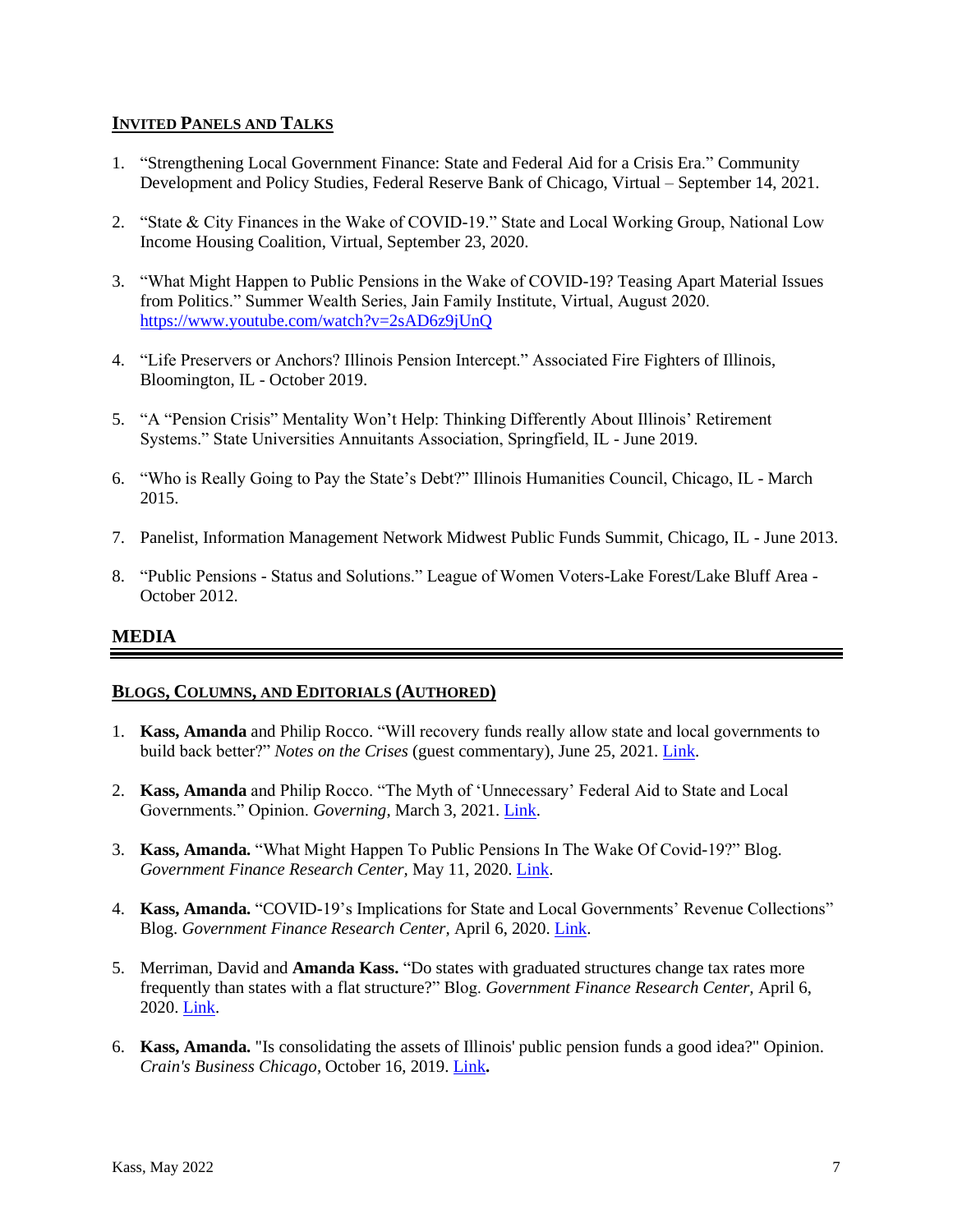### INVITED PANELS AND TALKS

1. "Strengthening Local Government Finance: State and Federal Aid for a Crisis Era." Community Development and Policy Studies, Federal Reserve Bank of Chicago, Virtual – September 14, 2021.

2. "State & City Finances in the Wake of COVID-19." State and Local Working Group, National Low Income Housing Coalition, Virtual, September 23, 2020.

3. "What Might Happen to Public Pensions in the Wake of COVID-19? Teasing Apart Material Issues from Politics." Summer Wealth Series, Jain Family Institute, Virtual, August 2020. https://www.youtube.com/watch?v=2sAD6z9jUnQ

4. "Life Preservers or Anchors? Illinois Pension Intercept." Associated Fire Fighters of Illinois, Bloomington, IL - October 2019.

5. "A "Pension Crisis" Mentality Won't Help: Thinking Differently About Illinois' Retirement Systems." State Universities Annuitants Association, Springfield, IL - June 2019.

6. "Who is Really Going to Pay the State's Debt?" Illinois Humanities Council, Chicago, IL - March 2015.

7. Panelist, Information Management Network Midwest Public Funds Summit, Chicago, IL - June 2013.

8. "Public Pensions - Status and Solutions." League of Women Voters-Lake Forest/Lake Bluff Area - October 2012.

## MEDIA

### BLOGS, COLUMNS, AND EDITORIALS (AUTHORED)

1. **Kass, Amanda** and Philip Rocco. "Will recovery funds really allow state and local governments to build back better?" *Notes on the Crises* (guest commentary), June 25, 2021. Link.

2. **Kass, Amanda** and Philip Rocco. "The Myth of 'Unnecessary' Federal Aid to State and Local Governments." Opinion. *Governing*, March 3, 2021. Link.

3. **Kass, Amanda.** "What Might Happen To Public Pensions In The Wake Of Covid-19?" Blog. *Government Finance Research Center,* May 11, 2020. Link.

4. **Kass, Amanda.** "COVID-19's Implications for State and Local Governments' Revenue Collections" Blog. *Government Finance Research Center,* April 6, 2020. Link.

5. Merriman, David and **Amanda Kass.** "Do states with graduated structures change tax rates more frequently than states with a flat structure?" Blog. *Government Finance Research Center,* April 6, 2020. Link.

6. **Kass, Amanda.** "Is consolidating the assets of Illinois' public pension funds a good idea?" Opinion. *Crain's Business Chicago*, October 16, 2019. Link**.**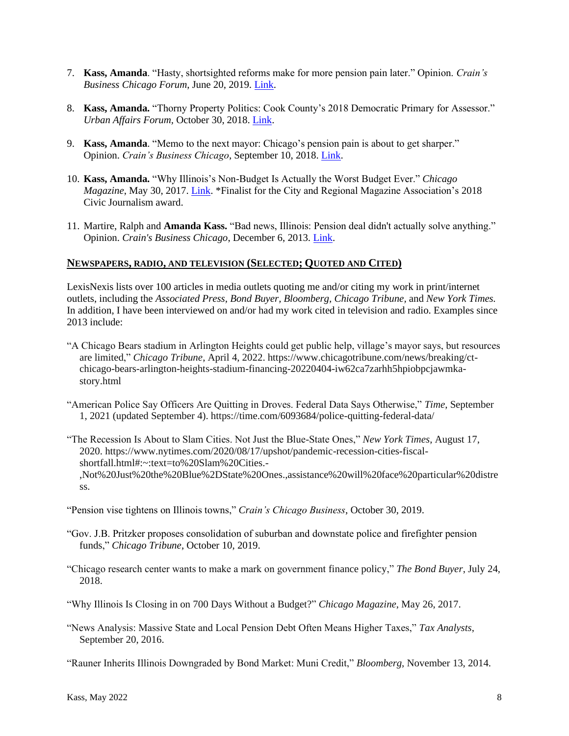7. **Kass, Amanda**. "Hasty, shortsighted reforms make for more pension pain later." Opinion. *Crain's Business Chicago Forum*, June 20, 2019. Link.

8. **Kass, Amanda.** "Thorny Property Politics: Cook County's 2018 Democratic Primary for Assessor." *Urban Affairs Forum*, October 30, 2018. Link.

9. **Kass, Amanda**. "Memo to the next mayor: Chicago's pension pain is about to get sharper." Opinion. *Crain's Business Chicago*, September 10, 2018. Link.

10. **Kass, Amanda.** "Why Illinois's Non-Budget Is Actually the Worst Budget Ever." *Chicago Magazine*, May 30, 2017. Link. *Finalist for the City and Regional Magazine Association's 2018 Civic Journalism award.

11. Martire, Ralph and **Amanda Kass.** "Bad news, Illinois: Pension deal didn't actually solve anything." Opinion. *Crain's Business Chicago*, December 6, 2013. Link.

## NEWSPAPERS, RADIO, AND TELEVISION (SELECTED; QUOTED AND CITED)

LexisNexis lists over 100 articles in media outlets quoting me and/or citing my work in print/internet outlets, including the *Associated Press*, *Bond Buyer*, *Bloomberg*, *Chicago Tribune*, and *New York Times.* In addition, I have been interviewed on and/or had my work cited in television and radio. Examples since 2013 include:

"A Chicago Bears stadium in Arlington Heights could get public help, village's mayor says, but resources are limited," *Chicago Tribune*, April 4, 2022. https://www.chicagotribune.com/news/breaking/ct-chicago-bears-arlington-heights-stadium-financing-20220404-iw62ca7zarhh5hpiobpcjawmka-story.html

"American Police Say Officers Are Quitting in Droves. Federal Data Says Otherwise," *Time*, September 1, 2021 (updated September 4). https://time.com/6093684/police-quitting-federal-data/

"The Recession Is About to Slam Cities. Not Just the Blue-State Ones," *New York Times*, August 17, 2020. https://www.nytimes.com/2020/08/17/upshot/pandemic-recession-cities-fiscal-shortfall.html#:~:text=to%20Slam%20Cities.-,Not%20Just%20the%20Blue%2DState%20Ones.,assistance%20will%20face%20particular%20distress.

"Pension vise tightens on Illinois towns," *Crain's Chicago Business*, October 30, 2019.

"Gov. J.B. Pritzker proposes consolidation of suburban and downstate police and firefighter pension funds," *Chicago Tribune*, October 10, 2019.

"Chicago research center wants to make a mark on government finance policy," *The Bond Buyer*, July 24, 2018.

"Why Illinois Is Closing in on 700 Days Without a Budget?" *Chicago Magazine*, May 26, 2017.

"News Analysis: Massive State and Local Pension Debt Often Means Higher Taxes," *Tax Analysts*, September 20, 2016.

"Rauner Inherits Illinois Downgraded by Bond Market: Muni Credit," *Bloomberg*, November 13, 2014.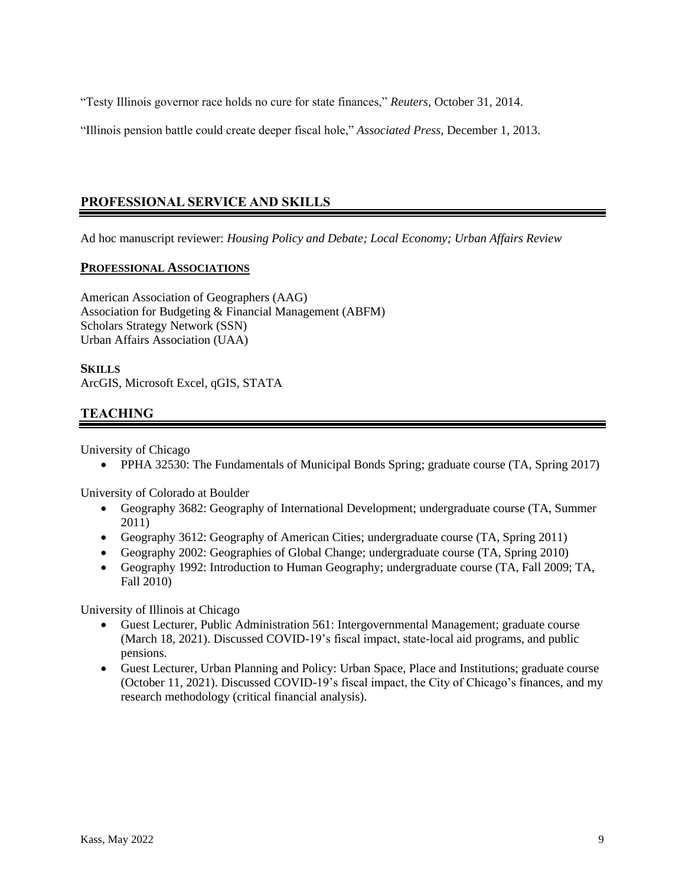"Testy Illinois governor race holds no cure for state finances," *Reuters*, October 31, 2014.

"Illinois pension battle could create deeper fiscal hole," *Associated Press*, December 1, 2013.

## PROFESSIONAL SERVICE AND SKILLS

Ad hoc manuscript reviewer: *Housing Policy and Debate; Local Economy; Urban Affairs Review*

### PROFESSIONAL ASSOCIATIONS

American Association of Geographers (AAG)
Association for Budgeting & Financial Management (ABFM)
Scholars Strategy Network (SSN)
Urban Affairs Association (UAA)

### SKILLS

ArcGIS, Microsoft Excel, qGIS, STATA

## TEACHING

University of Chicago

- PPHA 32530: The Fundamentals of Municipal Bonds Spring; graduate course (TA, Spring 2017)

University of Colorado at Boulder

- Geography 3682: Geography of International Development; undergraduate course (TA, Summer 2011)
- Geography 3612: Geography of American Cities; undergraduate course (TA, Spring 2011)
- Geography 2002: Geographies of Global Change; undergraduate course (TA, Spring 2010)
- Geography 1992: Introduction to Human Geography; undergraduate course (TA, Fall 2009; TA, Fall 2010)

University of Illinois at Chicago

- Guest Lecturer, Public Administration 561: Intergovernmental Management; graduate course (March 18, 2021). Discussed COVID-19's fiscal impact, state-local aid programs, and public pensions.
- Guest Lecturer, Urban Planning and Policy: Urban Space, Place and Institutions; graduate course (October 11, 2021). Discussed COVID-19's fiscal impact, the City of Chicago's finances, and my research methodology (critical financial analysis).